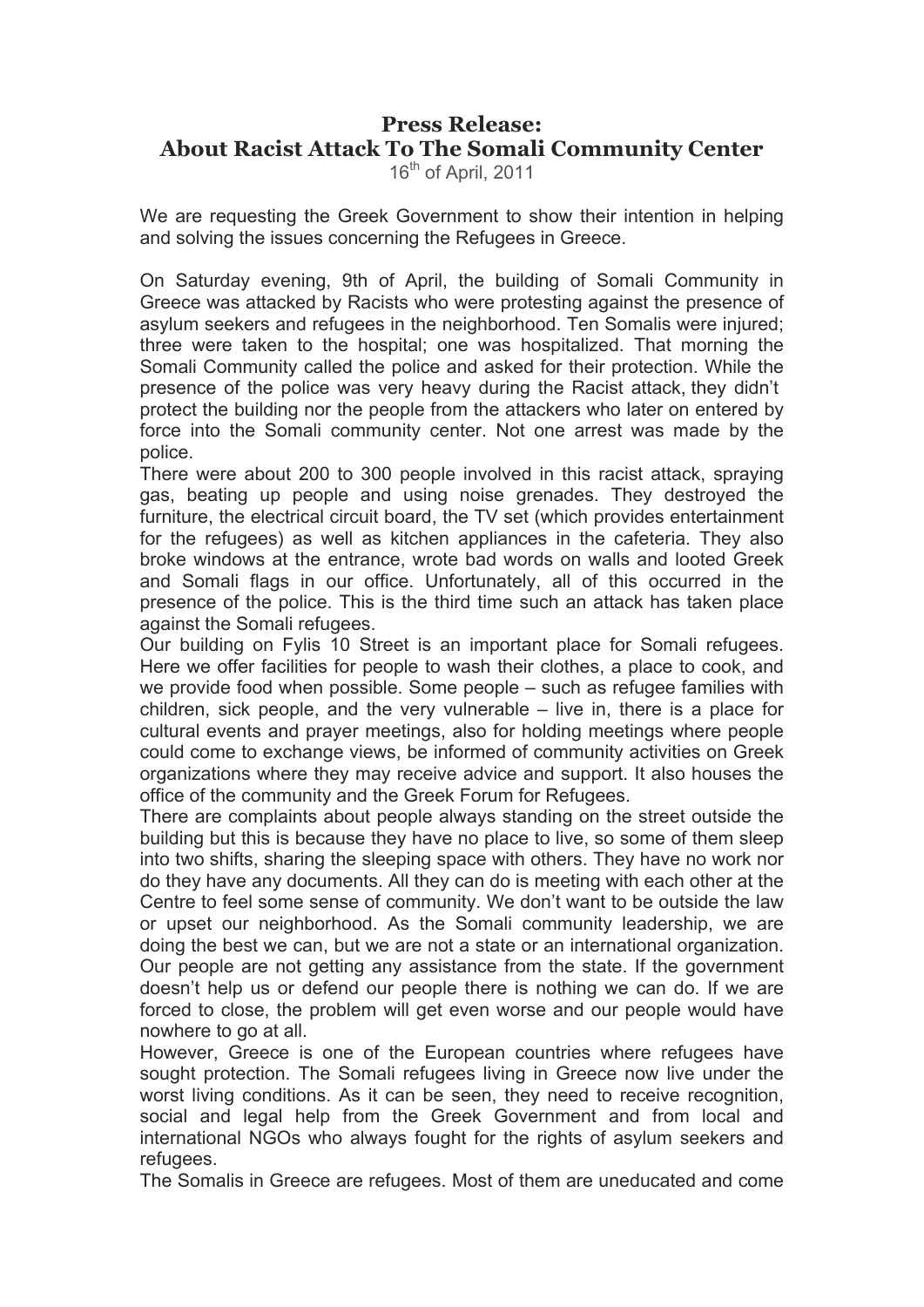# Press Release:
## About Racist Attack To The Somali Community Center

16th of April, 2011

We are requesting the Greek Government to show their intention in helping and solving the issues concerning the Refugees in Greece.

On Saturday evening, 9th of April, the building of Somali Community in Greece was attacked by Racists who were protesting against the presence of asylum seekers and refugees in the neighborhood. Ten Somalis were injured; three were taken to the hospital; one was hospitalized. That morning the Somali Community called the police and asked for their protection. While the presence of the police was very heavy during the Racist attack, they didn't protect the building nor the people from the attackers who later on entered by force into the Somali community center. Not one arrest was made by the police.

There were about 200 to 300 people involved in this racist attack, spraying gas, beating up people and using noise grenades. They destroyed the furniture, the electrical circuit board, the TV set (which provides entertainment for the refugees) as well as kitchen appliances in the cafeteria. They also broke windows at the entrance, wrote bad words on walls and looted Greek and Somali flags in our office. Unfortunately, all of this occurred in the presence of the police. This is the third time such an attack has taken place against the Somali refugees.

Our building on Fylis 10 Street is an important place for Somali refugees. Here we offer facilities for people to wash their clothes, a place to cook, and we provide food when possible. Some people – such as refugee families with children, sick people, and the very vulnerable – live in, there is a place for cultural events and prayer meetings, also for holding meetings where people could come to exchange views, be informed of community activities on Greek organizations where they may receive advice and support. It also houses the office of the community and the Greek Forum for Refugees.

There are complaints about people always standing on the street outside the building but this is because they have no place to live, so some of them sleep into two shifts, sharing the sleeping space with others. They have no work nor do they have any documents. All they can do is meeting with each other at the Centre to feel some sense of community. We don't want to be outside the law or upset our neighborhood. As the Somali community leadership, we are doing the best we can, but we are not a state or an international organization. Our people are not getting any assistance from the state. If the government doesn't help us or defend our people there is nothing we can do. If we are forced to close, the problem will get even worse and our people would have nowhere to go at all.

However, Greece is one of the European countries where refugees have sought protection. The Somali refugees living in Greece now live under the worst living conditions. As it can be seen, they need to receive recognition, social and legal help from the Greek Government and from local and international NGOs who always fought for the rights of asylum seekers and refugees.

The Somalis in Greece are refugees. Most of them are uneducated and come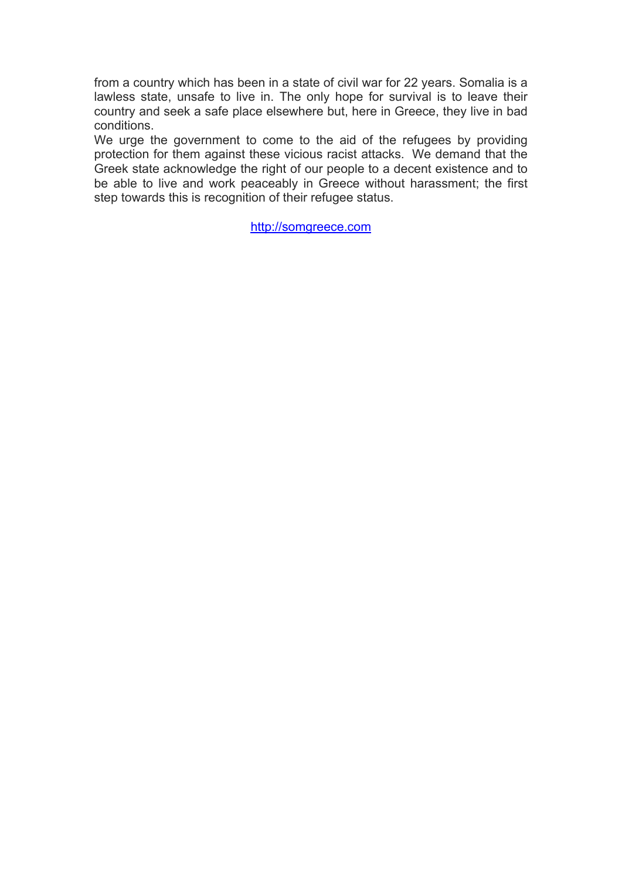from a country which has been in a state of civil war for 22 years. Somalia is a lawless state, unsafe to live in. The only hope for survival is to leave their country and seek a safe place elsewhere but, here in Greece, they live in bad conditions.

We urge the government to come to the aid of the refugees by providing protection for them against these vicious racist attacks. We demand that the Greek state acknowledge the right of our people to a decent existence and to be able to live and work peaceably in Greece without harassment; the first step towards this is recognition of their refugee status.

http://somgreece.com